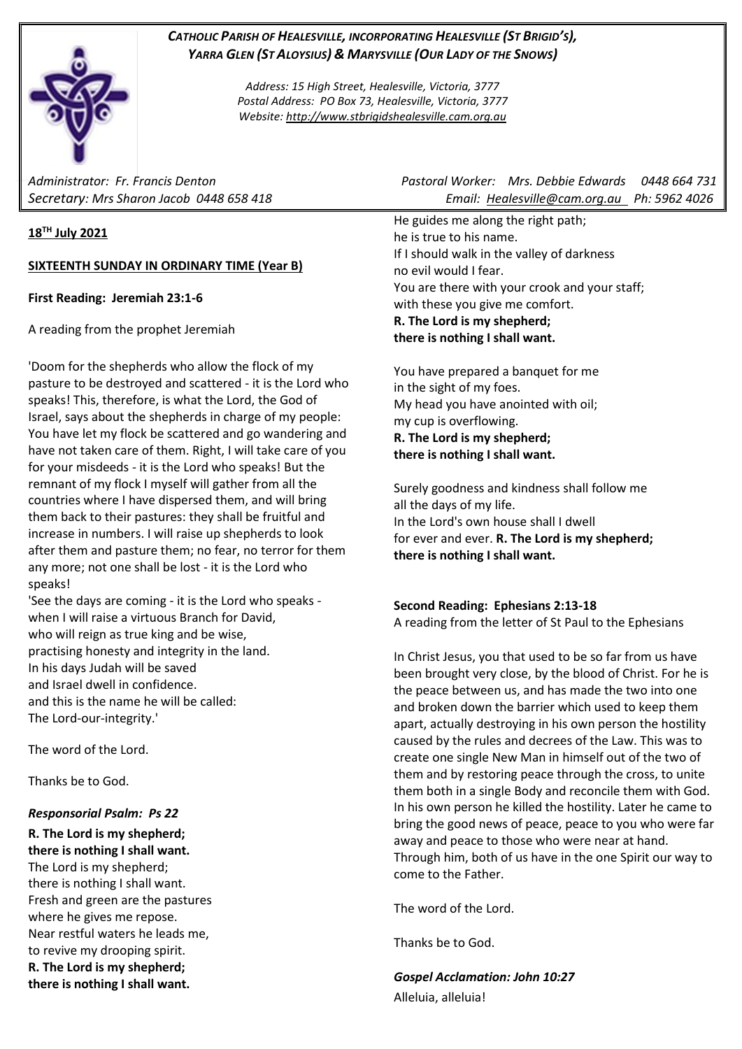*CATHOLIC PARISH OF HEALESVILLE, INCORPORATING HEALESVILLE (ST BRIGID'S), YARRA GLEN (ST ALOYSIUS) & MARYSVILLE (OUR LADY OF THE SNOWS)*

*Address: 15 High Street, Healesville, Victoria, 3777*
*Postal Address: PO Box 73, Healesville, Victoria, 3777*
*Website: http://www.stbrigidshealesville.cam.org.au*

*Administrator: Fr. Francis Denton* | *Pastoral Worker: Mrs. Debbie Edwards 0448 664 731*
*Secretary: Mrs Sharon Jacob 0448 658 418* | *Email: Healesville@cam.org.au Ph: 5962 4026*

**18TH July 2021**

**SIXTEENTH SUNDAY IN ORDINARY TIME (Year B)**

**First Reading: Jeremiah 23:1-6**

A reading from the prophet Jeremiah

'Doom for the shepherds who allow the flock of my pasture to be destroyed and scattered - it is the Lord who speaks! This, therefore, is what the Lord, the God of Israel, says about the shepherds in charge of my people: You have let my flock be scattered and go wandering and have not taken care of them. Right, I will take care of you for your misdeeds - it is the Lord who speaks! But the remnant of my flock I myself will gather from all the countries where I have dispersed them, and will bring them back to their pastures: they shall be fruitful and increase in numbers. I will raise up shepherds to look after them and pasture them; no fear, no terror for them any more; not one shall be lost - it is the Lord who speaks!
'See the days are coming - it is the Lord who speaks -
when I will raise a virtuous Branch for David,
who will reign as true king and be wise,
practising honesty and integrity in the land.
In his days Judah will be saved
and Israel dwell in confidence.
and this is the name he will be called:
The Lord-our-integrity.'

The word of the Lord.

Thanks be to God.

***Responsorial Psalm: Ps 22***

**R. The Lord is my shepherd;
there is nothing I shall want.**
The Lord is my shepherd;
there is nothing I shall want.
Fresh and green are the pastures
where he gives me repose.
Near restful waters he leads me,
to revive my drooping spirit.
**R. The Lord is my shepherd;
there is nothing I shall want.**

He guides me along the right path;
he is true to his name.
If I should walk in the valley of darkness
no evil would I fear.
You are there with your crook and your staff;
with these you give me comfort.
**R. The Lord is my shepherd;
there is nothing I shall want.**

You have prepared a banquet for me
in the sight of my foes.
My head you have anointed with oil;
my cup is overflowing.
**R. The Lord is my shepherd;
there is nothing I shall want.**

Surely goodness and kindness shall follow me
all the days of my life.
In the Lord's own house shall I dwell
for ever and ever. **R. The Lord is my shepherd;
there is nothing I shall want.**

**Second Reading: Ephesians 2:13-18**
A reading from the letter of St Paul to the Ephesians

In Christ Jesus, you that used to be so far from us have been brought very close, by the blood of Christ. For he is the peace between us, and has made the two into one and broken down the barrier which used to keep them apart, actually destroying in his own person the hostility caused by the rules and decrees of the Law. This was to create one single New Man in himself out of the two of them and by restoring peace through the cross, to unite them both in a single Body and reconcile them with God. In his own person he killed the hostility. Later he came to bring the good news of peace, peace to you who were far away and peace to those who were near at hand. Through him, both of us have in the one Spirit our way to come to the Father.

The word of the Lord.

Thanks be to God.

***Gospel Acclamation: John 10:27***
Alleluia, alleluia!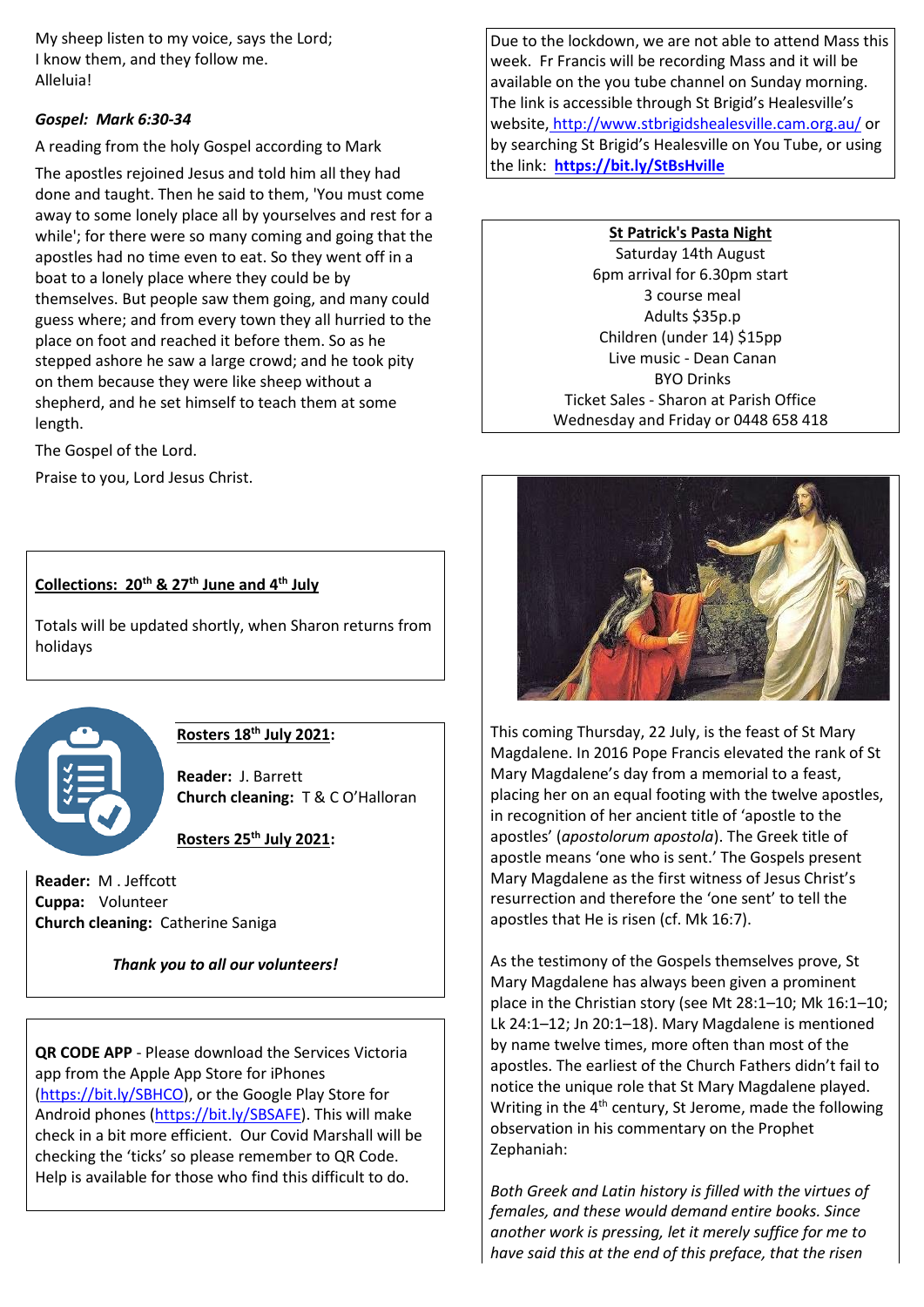My sheep listen to my voice, says the Lord;
I know them, and they follow me.
Alleluia!

***Gospel: Mark 6:30-34***

A reading from the holy Gospel according to Mark

The apostles rejoined Jesus and told him all they had done and taught. Then he said to them, 'You must come away to some lonely place all by yourselves and rest for a while'; for there were so many coming and going that the apostles had no time even to eat. So they went off in a boat to a lonely place where they could be by themselves. But people saw them going, and many could guess where; and from every town they all hurried to the place on foot and reached it before them. So as he stepped ashore he saw a large crowd; and he took pity on them because they were like sheep without a shepherd, and he set himself to teach them at some length.

The Gospel of the Lord.

Praise to you, Lord Jesus Christ.

**Collections: 20th & 27th June and 4th July**

Totals will be updated shortly, when Sharon returns from holidays

**Rosters 18th July 2021:**

**Reader:** J. Barrett
**Church cleaning:** T & C O'Halloran

**Rosters 25th July 2021:**

**Reader:** M . Jeffcott
**Cuppa:** Volunteer
**Church cleaning:** Catherine Saniga

***Thank you to all our volunteers!***

**QR CODE APP** - Please download the Services Victoria app from the Apple App Store for iPhones (https://bit.ly/SBHCO), or the Google Play Store for Android phones (https://bit.ly/SBSAFE). This will make check in a bit more efficient. Our Covid Marshall will be checking the 'ticks' so please remember to QR Code. Help is available for those who find this difficult to do.

Due to the lockdown, we are not able to attend Mass this week. Fr Francis will be recording Mass and it will be available on the you tube channel on Sunday morning. The link is accessible through St Brigid's Healesville's website, http://www.stbrigidshealesville.cam.org.au/ or by searching St Brigid's Healesville on You Tube, or using the link: **https://bit.ly/StBsHville**

**St Patrick's Pasta Night**
Saturday 14th August
6pm arrival for 6.30pm start
3 course meal
Adults $35p.p
Children (under 14) $15pp
Live music - Dean Canan
BYO Drinks
Ticket Sales - Sharon at Parish Office
Wednesday and Friday or 0448 658 418

This coming Thursday, 22 July, is the feast of St Mary Magdalene. In 2016 Pope Francis elevated the rank of St Mary Magdalene's day from a memorial to a feast, placing her on an equal footing with the twelve apostles, in recognition of her ancient title of 'apostle to the apostles' (*apostolorum apostola*). The Greek title of apostle means 'one who is sent.' The Gospels present Mary Magdalene as the first witness of Jesus Christ's resurrection and therefore the 'one sent' to tell the apostles that He is risen (cf. Mk 16:7).

As the testimony of the Gospels themselves prove, St Mary Magdalene has always been given a prominent place in the Christian story (see Mt 28:1–10; Mk 16:1–10; Lk 24:1–12; Jn 20:1–18). Mary Magdalene is mentioned by name twelve times, more often than most of the apostles. The earliest of the Church Fathers didn't fail to notice the unique role that St Mary Magdalene played. Writing in the 4th century, St Jerome, made the following observation in his commentary on the Prophet Zephaniah:

*Both Greek and Latin history is filled with the virtues of females, and these would demand entire books. Since another work is pressing, let it merely suffice for me to have said this at the end of this preface, that the risen*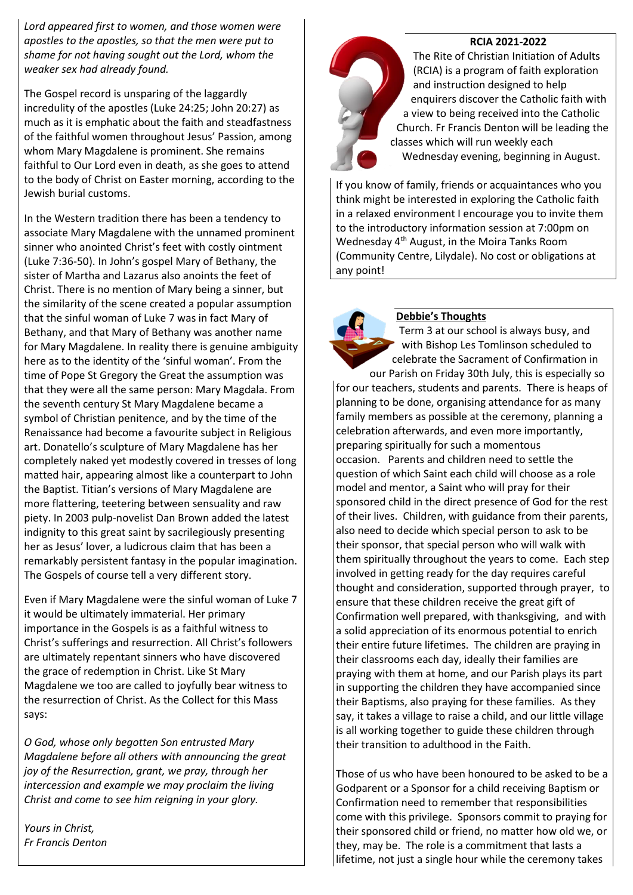*Lord appeared first to women, and those women were apostles to the apostles, so that the men were put to shame for not having sought out the Lord, whom the weaker sex had already found.*

The Gospel record is unsparing of the laggardly incredulity of the apostles (Luke 24:25; John 20:27) as much as it is emphatic about the faith and steadfastness of the faithful women throughout Jesus' Passion, among whom Mary Magdalene is prominent. She remains faithful to Our Lord even in death, as she goes to attend to the body of Christ on Easter morning, according to the Jewish burial customs.

In the Western tradition there has been a tendency to associate Mary Magdalene with the unnamed prominent sinner who anointed Christ's feet with costly ointment (Luke 7:36-50). In John's gospel Mary of Bethany, the sister of Martha and Lazarus also anoints the feet of Christ. There is no mention of Mary being a sinner, but the similarity of the scene created a popular assumption that the sinful woman of Luke 7 was in fact Mary of Bethany, and that Mary of Bethany was another name for Mary Magdalene. In reality there is genuine ambiguity here as to the identity of the 'sinful woman'. From the time of Pope St Gregory the Great the assumption was that they were all the same person: Mary Magdala. From the seventh century St Mary Magdalene became a symbol of Christian penitence, and by the time of the Renaissance had become a favourite subject in Religious art. Donatello's sculpture of Mary Magdalene has her completely naked yet modestly covered in tresses of long matted hair, appearing almost like a counterpart to John the Baptist. Titian's versions of Mary Magdalene are more flattering, teetering between sensuality and raw piety. In 2003 pulp-novelist Dan Brown added the latest indignity to this great saint by sacrilegiously presenting her as Jesus' lover, a ludicrous claim that has been a remarkably persistent fantasy in the popular imagination. The Gospels of course tell a very different story.

Even if Mary Magdalene were the sinful woman of Luke 7 it would be ultimately immaterial. Her primary importance in the Gospels is as a faithful witness to Christ's sufferings and resurrection. All Christ's followers are ultimately repentant sinners who have discovered the grace of redemption in Christ. Like St Mary Magdalene we too are called to joyfully bear witness to the resurrection of Christ. As the Collect for this Mass says:

*O God, whose only begotten Son entrusted Mary Magdalene before all others with announcing the great joy of the Resurrection, grant, we pray, through her intercession and example we may proclaim the living Christ and come to see him reigning in your glory.*

*Yours in Christ,*
*Fr Francis Denton*

**RCIA 2021-2022**

The Rite of Christian Initiation of Adults (RCIA) is a program of faith exploration and instruction designed to help enquirers discover the Catholic faith with a view to being received into the Catholic Church. Fr Francis Denton will be leading the classes which will run weekly each Wednesday evening, beginning in August.

If you know of family, friends or acquaintances who you think might be interested in exploring the Catholic faith in a relaxed environment I encourage you to invite them to the introductory information session at 7:00pm on Wednesday 4th August, in the Moira Tanks Room (Community Centre, Lilydale). No cost or obligations at any point!

**Debbie's Thoughts**

Term 3 at our school is always busy, and with Bishop Les Tomlinson scheduled to celebrate the Sacrament of Confirmation in our Parish on Friday 30th July, this is especially so for our teachers, students and parents. There is heaps of planning to be done, organising attendance for as many family members as possible at the ceremony, planning a celebration afterwards, and even more importantly, preparing spiritually for such a momentous occasion. Parents and children need to settle the question of which Saint each child will choose as a role model and mentor, a Saint who will pray for their sponsored child in the direct presence of God for the rest of their lives. Children, with guidance from their parents, also need to decide which special person to ask to be their sponsor, that special person who will walk with them spiritually throughout the years to come. Each step involved in getting ready for the day requires careful thought and consideration, supported through prayer, to ensure that these children receive the great gift of Confirmation well prepared, with thanksgiving, and with a solid appreciation of its enormous potential to enrich their entire future lifetimes. The children are praying in their classrooms each day, ideally their families are praying with them at home, and our Parish plays its part in supporting the children they have accompanied since their Baptisms, also praying for these families. As they say, it takes a village to raise a child, and our little village is all working together to guide these children through their transition to adulthood in the Faith.

Those of us who have been honoured to be asked to be a Godparent or a Sponsor for a child receiving Baptism or Confirmation need to remember that responsibilities come with this privilege. Sponsors commit to praying for their sponsored child or friend, no matter how old we, or they, may be. The role is a commitment that lasts a lifetime, not just a single hour while the ceremony takes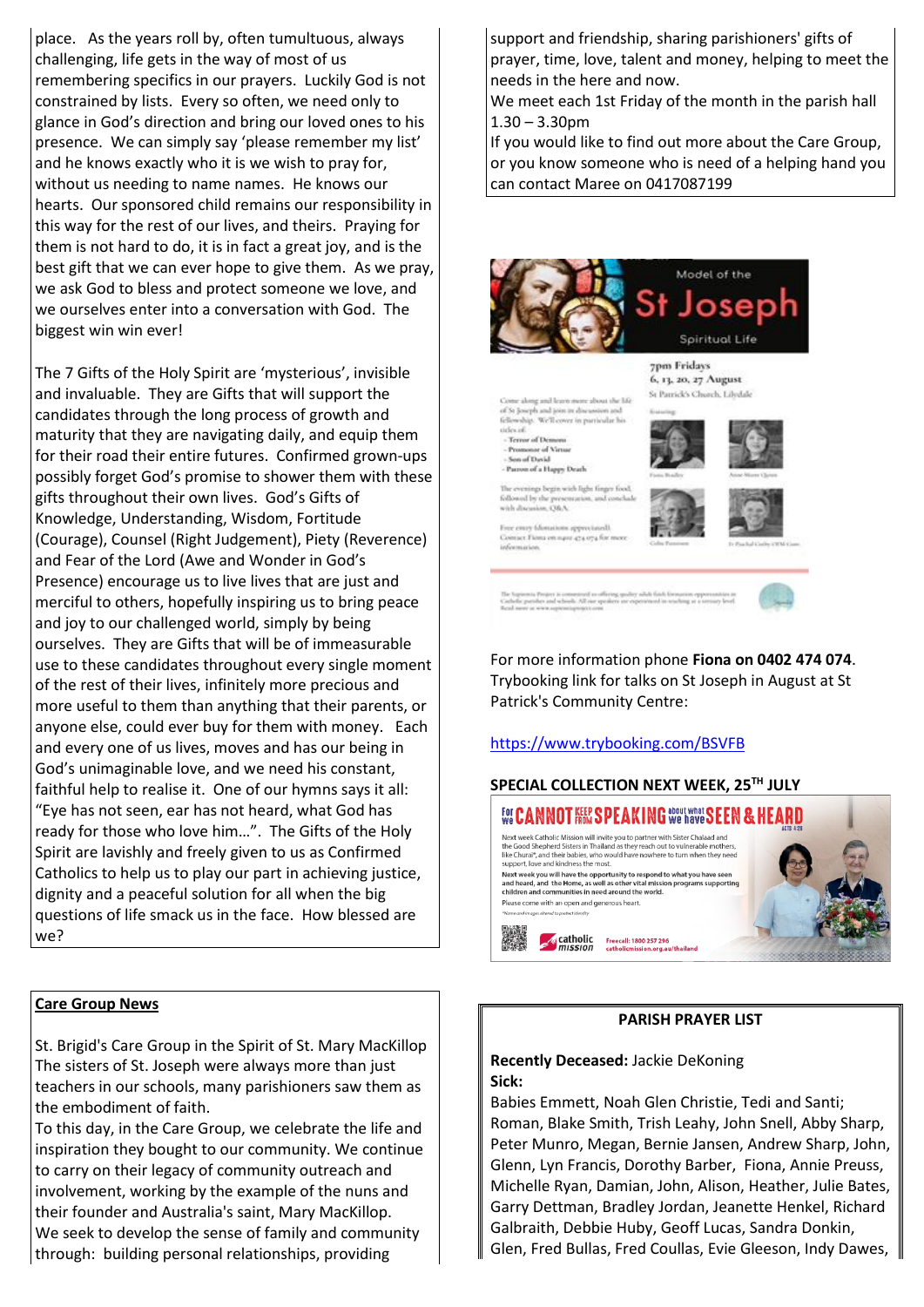place. As the years roll by, often tumultuous, always challenging, life gets in the way of most of us remembering specifics in our prayers. Luckily God is not constrained by lists. Every so often, we need only to glance in God's direction and bring our loved ones to his presence. We can simply say 'please remember my list' and he knows exactly who it is we wish to pray for, without us needing to name names. He knows our hearts. Our sponsored child remains our responsibility in this way for the rest of our lives, and theirs. Praying for them is not hard to do, it is in fact a great joy, and is the best gift that we can ever hope to give them. As we pray, we ask God to bless and protect someone we love, and we ourselves enter into a conversation with God. The biggest win win ever!

The 7 Gifts of the Holy Spirit are 'mysterious', invisible and invaluable. They are Gifts that will support the candidates through the long process of growth and maturity that they are navigating daily, and equip them for their road their entire futures. Confirmed grown-ups possibly forget God's promise to shower them with these gifts throughout their own lives. God's Gifts of Knowledge, Understanding, Wisdom, Fortitude (Courage), Counsel (Right Judgement), Piety (Reverence) and Fear of the Lord (Awe and Wonder in God's Presence) encourage us to live lives that are just and merciful to others, hopefully inspiring us to bring peace and joy to our challenged world, simply by being ourselves. They are Gifts that will be of immeasurable use to these candidates throughout every single moment of the rest of their lives, infinitely more precious and more useful to them than anything that their parents, or anyone else, could ever buy for them with money. Each and every one of us lives, moves and has our being in God's unimaginable love, and we need his constant, faithful help to realise it. One of our hymns says it all: "Eye has not seen, ear has not heard, what God has ready for those who love him…". The Gifts of the Holy Spirit are lavishly and freely given to us as Confirmed Catholics to help us to play our part in achieving justice, dignity and a peaceful solution for all when the big questions of life smack us in the face. How blessed are we?

**Care Group News**

St. Brigid's Care Group in the Spirit of St. Mary MacKillop
The sisters of St. Joseph were always more than just teachers in our schools, many parishioners saw them as the embodiment of faith.
To this day, in the Care Group, we celebrate the life and inspiration they bought to our community. We continue to carry on their legacy of community outreach and involvement, working by the example of the nuns and their founder and Australia's saint, Mary MacKillop.
We seek to develop the sense of family and community through: building personal relationships, providing support and friendship, sharing parishioners' gifts of prayer, time, love, talent and money, helping to meet the needs in the here and now.
We meet each 1st Friday of the month in the parish hall 1.30 – 3.30pm
If you would like to find out more about the Care Group, or you know someone who is need of a helping hand you can contact Maree on 0417087199

For more information phone **Fiona on 0402 474 074**. Trybooking link for talks on St Joseph in August at St Patrick's Community Centre:

https://www.trybooking.com/BSVFB

**SPECIAL COLLECTION NEXT WEEK, 25TH JULY**

**PARISH PRAYER LIST**

**Recently Deceased:** Jackie DeKoning
**Sick:**
Babies Emmett, Noah Glen Christie, Tedi and Santi; Roman, Blake Smith, Trish Leahy, John Snell, Abby Sharp, Peter Munro, Megan, Bernie Jansen, Andrew Sharp, John, Glenn, Lyn Francis, Dorothy Barber, Fiona, Annie Preuss, Michelle Ryan, Damian, John, Alison, Heather, Julie Bates, Garry Dettman, Bradley Jordan, Jeanette Henkel, Richard Galbraith, Debbie Huby, Geoff Lucas, Sandra Donkin, Glen, Fred Bullas, Fred Coullas, Evie Gleeson, Indy Dawes,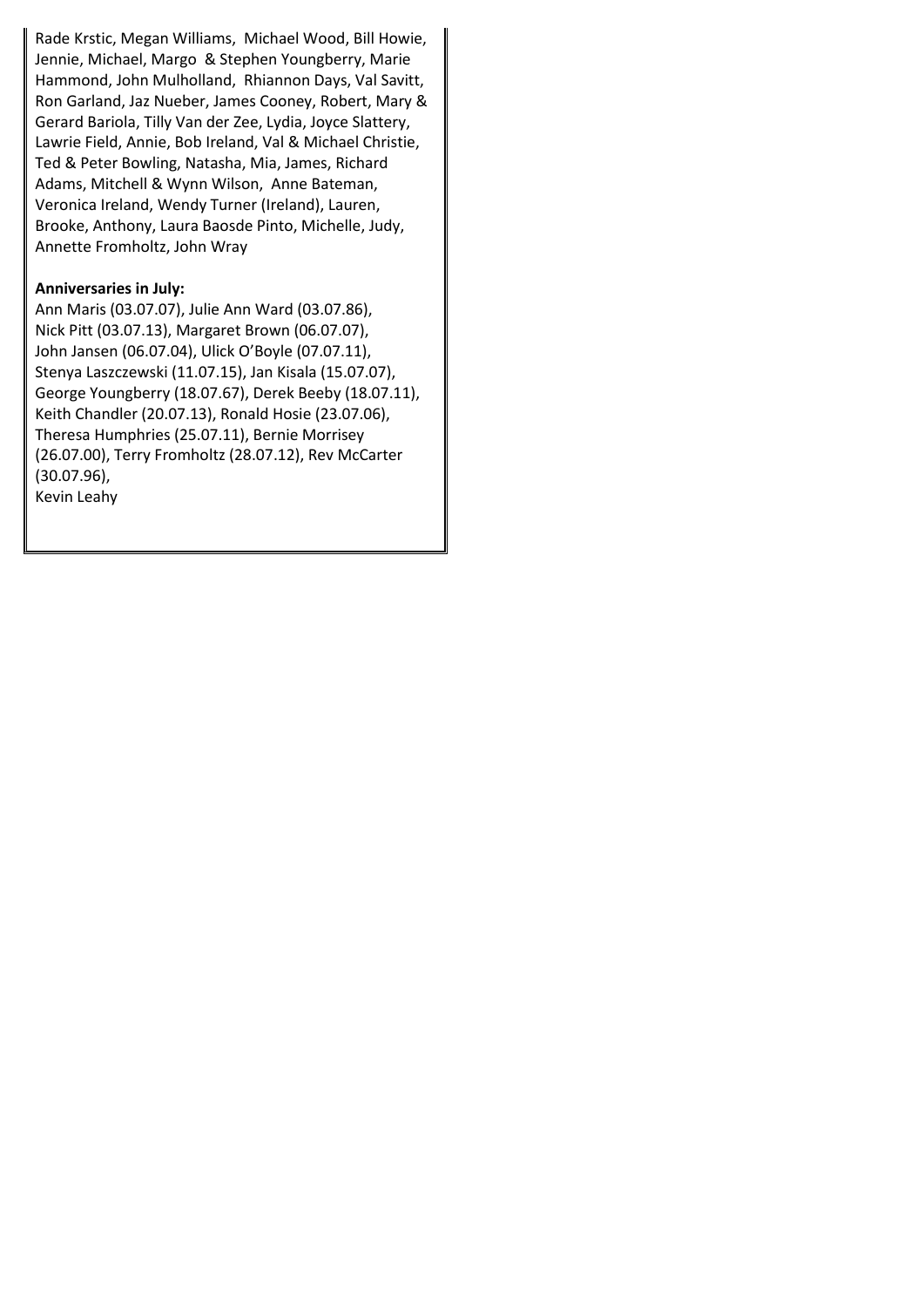Rade Krstic, Megan Williams, Michael Wood, Bill Howie, Jennie, Michael, Margo & Stephen Youngberry, Marie Hammond, John Mulholland, Rhiannon Days, Val Savitt, Ron Garland, Jaz Nueber, James Cooney, Robert, Mary & Gerard Bariola, Tilly Van der Zee, Lydia, Joyce Slattery, Lawrie Field, Annie, Bob Ireland, Val & Michael Christie, Ted & Peter Bowling, Natasha, Mia, James, Richard Adams, Mitchell & Wynn Wilson, Anne Bateman, Veronica Ireland, Wendy Turner (Ireland), Lauren, Brooke, Anthony, Laura Baosde Pinto, Michelle, Judy, Annette Fromholtz, John Wray

**Anniversaries in July:**

Ann Maris (03.07.07), Julie Ann Ward (03.07.86), Nick Pitt (03.07.13), Margaret Brown (06.07.07), John Jansen (06.07.04), Ulick O'Boyle (07.07.11), Stenya Laszczewski (11.07.15), Jan Kisala (15.07.07), George Youngberry (18.07.67), Derek Beeby (18.07.11), Keith Chandler (20.07.13), Ronald Hosie (23.07.06), Theresa Humphries (25.07.11), Bernie Morrisey (26.07.00), Terry Fromholtz (28.07.12), Rev McCarter (30.07.96),
Kevin Leahy